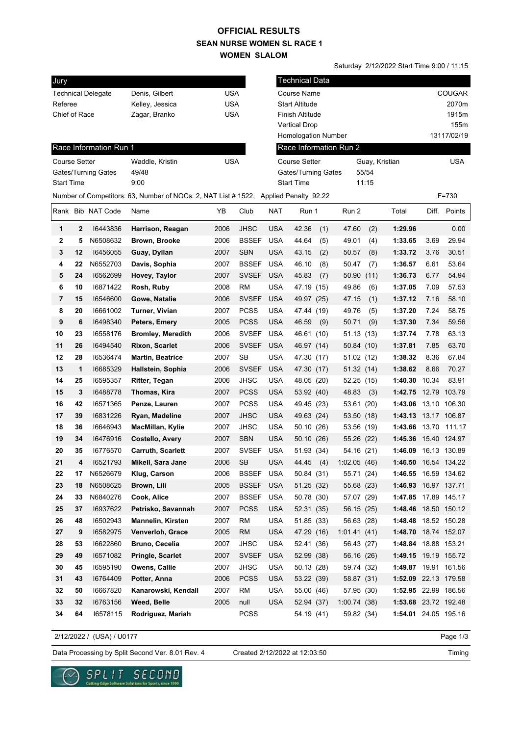# OFFICIAL RESULTS
## SEAN NURSE WOMEN SL RACE 1
## WOMEN SLALOM

Saturday 2/12/2022 Start Time 9:00 / 11:15

| Jury | | |
|---|---|---|
| Technical Delegate | Denis, Gilbert | USA |
| Referee | Kelley, Jessica | USA |
| Chief of Race | Zagar, Branko | USA |

| Technical Data | |
|---|---|
| Course Name | COUGAR |
| Start Altitude | 2070m |
| Finish Altitude | 1915m |
| Vertical Drop | 155m |
| Homologation Number | 13117/02/19 |

| Race Information Run 1 | | |
|---|---|---|
| Course Setter | Waddle, Kristin | USA |
| Gates/Turning Gates | 49/48 | |
| Start Time | 9:00 | |

| Race Information Run 2 | | |
|---|---|---|
| Course Setter | Guay, Kristian | USA |
| Gates/Turning Gates | 55/54 | |
| Start Time | 11:15 | |

Number of Competitors: 63, Number of NOCs: 2, NAT List # 1522, Applied Penalty 92.22 F=730

| Rank | Bib | NAT Code | Name | YB | Club | NAT | Run 1 | Run 2 | Total | Diff. | Points |
|---|---|---|---|---|---|---|---|---|---|---|---|
| 1 | 2 | I6443836 | **Harrison, Reagan** | 2006 | JHSC | USA | 42.36 (1) | 47.60 (2) | **1:29.96** | | 0.00 |
| 2 | 5 | N6508632 | **Brown, Brooke** | 2006 | BSSEF | USA | 44.64 (5) | 49.01 (4) | **1:33.65** | 3.69 | 29.94 |
| 3 | 12 | I6456055 | **Guay, Dyllan** | 2007 | SBN | USA | 43.15 (2) | 50.57 (8) | **1:33.72** | 3.76 | 30.51 |
| 4 | 22 | N6552703 | **Davis, Sophia** | 2007 | BSSEF | USA | 46.10 (8) | 50.47 (7) | **1:36.57** | 6.61 | 53.64 |
| 5 | 24 | I6562699 | **Hovey, Taylor** | 2007 | SVSEF | USA | 45.83 (7) | 50.90 (11) | **1:36.73** | 6.77 | 54.94 |
| 6 | 10 | I6871422 | **Rosh, Ruby** | 2008 | RM | USA | 47.19 (15) | 49.86 (6) | **1:37.05** | 7.09 | 57.53 |
| 7 | 15 | I6546600 | **Gowe, Natalie** | 2006 | SVSEF | USA | 49.97 (25) | 47.15 (1) | **1:37.12** | 7.16 | 58.10 |
| 8 | 20 | I6661002 | **Turner, Vivian** | 2007 | PCSS | USA | 47.44 (19) | 49.76 (5) | **1:37.20** | 7.24 | 58.75 |
| 9 | 6 | I6498340 | **Peters, Emery** | 2005 | PCSS | USA | 46.59 (9) | 50.71 (9) | **1:37.30** | 7.34 | 59.56 |
| 10 | 23 | I6558176 | **Bromley, Meredith** | 2006 | SVSEF | USA | 46.61 (10) | 51.13 (13) | **1:37.74** | 7.78 | 63.13 |
| 11 | 26 | I6494540 | **Rixon, Scarlet** | 2006 | SVSEF | USA | 46.97 (14) | 50.84 (10) | **1:37.81** | 7.85 | 63.70 |
| 12 | 28 | I6536474 | **Martin, Beatrice** | 2007 | SB | USA | 47.30 (17) | 51.02 (12) | **1:38.32** | 8.36 | 67.84 |
| 13 | 1 | I6685329 | **Hallstein, Sophia** | 2006 | SVSEF | USA | 47.30 (17) | 51.32 (14) | **1:38.62** | 8.66 | 70.27 |
| 14 | 25 | I6595357 | **Ritter, Tegan** | 2006 | JHSC | USA | 48.05 (20) | 52.25 (15) | **1:40.30** | 10.34 | 83.91 |
| 15 | 3 | I6488778 | **Thomas, Kira** | 2007 | PCSS | USA | 53.92 (40) | 48.83 (3) | **1:42.75** | 12.79 | 103.79 |
| 16 | 42 | I6571365 | **Penze, Lauren** | 2007 | PCSS | USA | 49.45 (23) | 53.61 (20) | **1:43.06** | 13.10 | 106.30 |
| 17 | 39 | I6831226 | **Ryan, Madeline** | 2007 | JHSC | USA | 49.63 (24) | 53.50 (18) | **1:43.13** | 13.17 | 106.87 |
| 18 | 36 | I6646943 | **MacMillan, Kylie** | 2007 | JHSC | USA | 50.10 (26) | 53.56 (19) | **1:43.66** | 13.70 | 111.17 |
| 19 | 34 | I6476916 | **Costello, Avery** | 2007 | SBN | USA | 50.10 (26) | 55.26 (22) | **1:45.36** | 15.40 | 124.97 |
| 20 | 35 | I6776570 | **Carruth, Scarlett** | 2007 | SVSEF | USA | 51.93 (34) | 54.16 (21) | **1:46.09** | 16.13 | 130.89 |
| 21 | 4 | I6521793 | **Mikell, Sara Jane** | 2006 | SB | USA | 44.45 (4) | 1:02.05 (46) | **1:46.50** | 16.54 | 134.22 |
| 22 | 17 | N6526679 | **Klug, Carson** | 2006 | BSSEF | USA | 50.84 (31) | 55.71 (24) | **1:46.55** | 16.59 | 134.62 |
| 23 | 18 | N6508625 | **Brown, Lili** | 2005 | BSSEF | USA | 51.25 (32) | 55.68 (23) | **1:46.93** | 16.97 | 137.71 |
| 24 | 33 | N6840276 | **Cook, Alice** | 2007 | BSSEF | USA | 50.78 (30) | 57.07 (29) | **1:47.85** | 17.89 | 145.17 |
| 25 | 37 | I6937622 | **Petrisko, Savannah** | 2007 | PCSS | USA | 52.31 (35) | 56.15 (25) | **1:48.46** | 18.50 | 150.12 |
| 26 | 48 | I6502943 | **Mannelin, Kirsten** | 2007 | RM | USA | 51.85 (33) | 56.63 (28) | **1:48.48** | 18.52 | 150.28 |
| 27 | 9 | I6582975 | **Venverloh, Grace** | 2005 | RM | USA | 47.29 (16) | 1:01.41 (41) | **1:48.70** | 18.74 | 152.07 |
| 28 | 53 | I6622860 | **Bruno, Cecelia** | 2007 | JHSC | USA | 52.41 (36) | 56.43 (27) | **1:48.84** | 18.88 | 153.21 |
| 29 | 49 | I6571082 | **Pringle, Scarlet** | 2007 | SVSEF | USA | 52.99 (38) | 56.16 (26) | **1:49.15** | 19.19 | 155.72 |
| 30 | 45 | I6595190 | **Owens, Callie** | 2007 | JHSC | USA | 50.13 (28) | 59.74 (32) | **1:49.87** | 19.91 | 161.56 |
| 31 | 43 | I6764409 | **Potter, Anna** | 2006 | PCSS | USA | 53.22 (39) | 58.87 (31) | **1:52.09** | 22.13 | 179.58 |
| 32 | 50 | I6667820 | **Kanarowski, Kendall** | 2007 | RM | USA | 55.00 (46) | 57.95 (30) | **1:52.95** | 22.99 | 186.56 |
| 33 | 32 | I6763156 | **Weed, Belle** | 2005 | null | USA | 52.94 (37) | 1:00.74 (38) | **1:53.68** | 23.72 | 192.48 |
| 34 | 64 | I6578115 | **Rodriguez, Mariah** | | PCSS | | 54.19 (41) | 59.82 (34) | **1:54.01** | 24.05 | 195.16 |

2/12/2022 / (USA) / U0177

Data Processing by Split Second Ver. 8.01 Rev. 4 Created 2/12/2022 at 12:03:50 Timing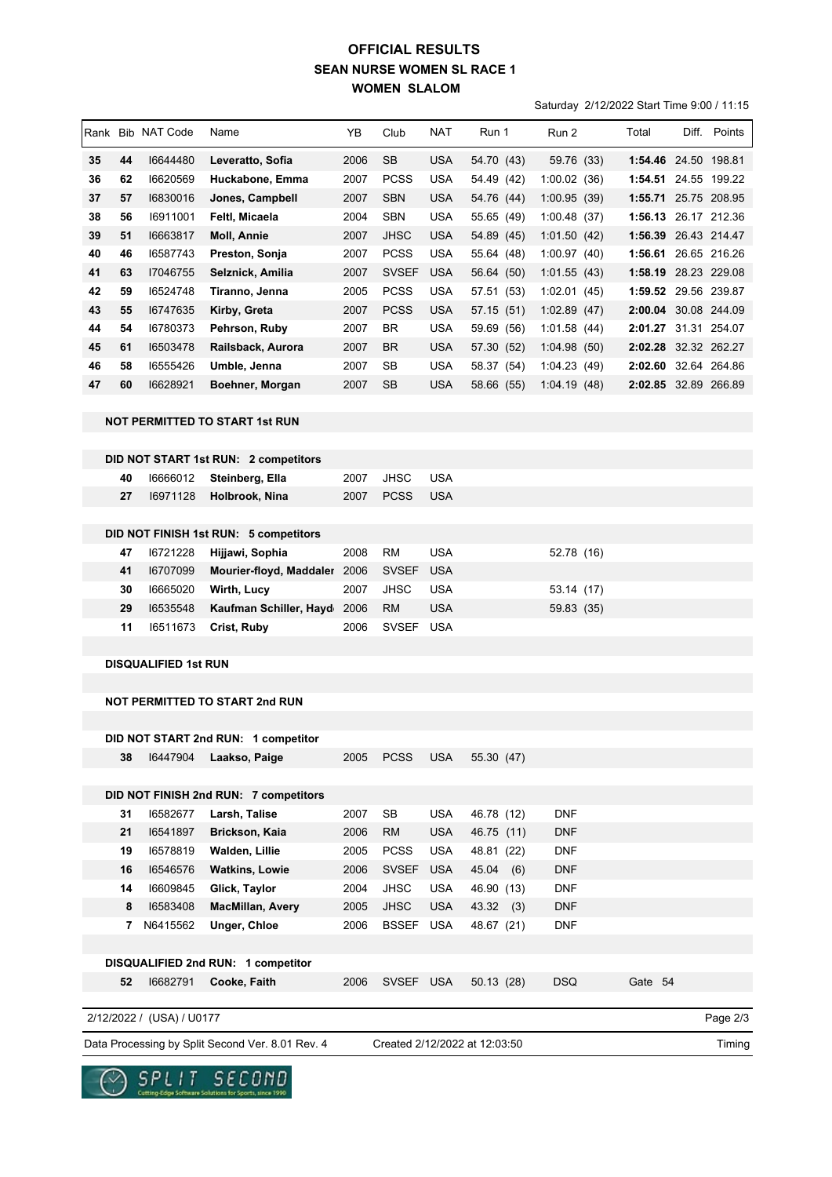# OFFICIAL RESULTS
## SEAN NURSE WOMEN SL RACE 1
### WOMEN SLALOM

Saturday 2/12/2022 Start Time 9:00 / 11:15

| Rank | Bib | NAT Code | Name | YB | Club | NAT | Run 1 | Run 2 | Total | Diff. | Points |
|---|---|---|---|---|---|---|---|---|---|---|---|
| 35 | 44 | I6644480 | **Leveratto, Sofia** | 2006 | SB | USA | 54.70 (43) | 59.76 (33) | **1:54.46** | 24.50 | 198.81 |
| 36 | 62 | I6620569 | **Huckabone, Emma** | 2007 | PCSS | USA | 54.49 (42) | 1:00.02 (36) | **1:54.51** | 24.55 | 199.22 |
| 37 | 57 | I6830016 | **Jones, Campbell** | 2007 | SBN | USA | 54.76 (44) | 1:00.95 (39) | **1:55.71** | 25.75 | 208.95 |
| 38 | 56 | I6911001 | **Feltl, Micaela** | 2004 | SBN | USA | 55.65 (49) | 1:00.48 (37) | **1:56.13** | 26.17 | 212.36 |
| 39 | 51 | I6663817 | **Moll, Annie** | 2007 | JHSC | USA | 54.89 (45) | 1:01.50 (42) | **1:56.39** | 26.43 | 214.47 |
| 40 | 46 | I6587743 | **Preston, Sonja** | 2007 | PCSS | USA | 55.64 (48) | 1:00.97 (40) | **1:56.61** | 26.65 | 216.26 |
| 41 | 63 | I7046755 | **Selznick, Amilia** | 2007 | SVSEF | USA | 56.64 (50) | 1:01.55 (43) | **1:58.19** | 28.23 | 229.08 |
| 42 | 59 | I6524748 | **Tiranno, Jenna** | 2005 | PCSS | USA | 57.51 (53) | 1:02.01 (45) | **1:59.52** | 29.56 | 239.87 |
| 43 | 55 | I6747635 | **Kirby, Greta** | 2007 | PCSS | USA | 57.15 (51) | 1:02.89 (47) | **2:00.04** | 30.08 | 244.09 |
| 44 | 54 | I6780373 | **Pehrson, Ruby** | 2007 | BR | USA | 59.69 (56) | 1:01.58 (44) | **2:01.27** | 31.31 | 254.07 |
| 45 | 61 | I6503478 | **Railsback, Aurora** | 2007 | BR | USA | 57.30 (52) | 1:04.98 (50) | **2:02.28** | 32.32 | 262.27 |
| 46 | 58 | I6555426 | **Umble, Jenna** | 2007 | SB | USA | 58.37 (54) | 1:04.23 (49) | **2:02.60** | 32.64 | 264.86 |
| 47 | 60 | I6628921 | **Boehner, Morgan** | 2007 | SB | USA | 58.66 (55) | 1:04.19 (48) | **2:02.85** | 32.89 | 266.89 |

**NOT PERMITTED TO START 1st RUN**

**DID NOT START 1st RUN: 2 competitors**

| Bib | NAT Code | Name | YB | Club | NAT |
|---|---|---|---|---|---|
| 40 | I6666012 | **Steinberg, Ella** | 2007 | JHSC | USA |
| 27 | I6971128 | **Holbrook, Nina** | 2007 | PCSS | USA |

**DID NOT FINISH 1st RUN: 5 competitors**

| Bib | NAT Code | Name | YB | Club | NAT | Run 1 | Run 2 |
|---|---|---|---|---|---|---|---|
| 47 | I6721228 | **Hijjawi, Sophia** | 2008 | RM | USA | | 52.78 (16) |
| 41 | I6707099 | **Mourier-floyd, Maddaler** | 2006 | SVSEF | USA | | |
| 30 | I6665020 | **Wirth, Lucy** | 2007 | JHSC | USA | | 53.14 (17) |
| 29 | I6535548 | **Kaufman Schiller, Hayd** | 2006 | RM | USA | | 59.83 (35) |
| 11 | I6511673 | **Crist, Ruby** | 2006 | SVSEF | USA | | |

**DISQUALIFIED 1st RUN**

**NOT PERMITTED TO START 2nd RUN**

**DID NOT START 2nd RUN: 1 competitor**

| Bib | NAT Code | Name | YB | Club | NAT | Run 1 |
|---|---|---|---|---|---|---|
| 38 | I6447904 | **Laakso, Paige** | 2005 | PCSS | USA | 55.30 (47) |

**DID NOT FINISH 2nd RUN: 7 competitors**

| Bib | NAT Code | Name | YB | Club | NAT | Run 1 | Run 2 |
|---|---|---|---|---|---|---|---|
| 31 | I6582677 | **Larsh, Talise** | 2007 | SB | USA | 46.78 (12) | DNF |
| 21 | I6541897 | **Brickson, Kaia** | 2006 | RM | USA | 46.75 (11) | DNF |
| 19 | I6578819 | **Walden, Lillie** | 2005 | PCSS | USA | 48.81 (22) | DNF |
| 16 | I6546576 | **Watkins, Lowie** | 2006 | SVSEF | USA | 45.04 (6) | DNF |
| 14 | I6609845 | **Glick, Taylor** | 2004 | JHSC | USA | 46.90 (13) | DNF |
| 8 | I6583408 | **MacMillan, Avery** | 2005 | JHSC | USA | 43.32 (3) | DNF |
| 7 | N6415562 | **Unger, Chloe** | 2006 | BSSEF | USA | 48.67 (21) | DNF |

**DISQUALIFIED 2nd RUN: 1 competitor**

| Bib | NAT Code | Name | YB | Club | NAT | Run 1 | Run 2 | |
|---|---|---|---|---|---|---|---|---|
| 52 | I6682791 | **Cooke, Faith** | 2006 | SVSEF | USA | 50.13 (28) | DSQ | Gate 54 |

2/12/2022 / (USA) / U0177

Data Processing by Split Second Ver. 8.01 Rev. 4 &nbsp;&nbsp; Created 2/12/2022 at 12:03:50 &nbsp;&nbsp; Timing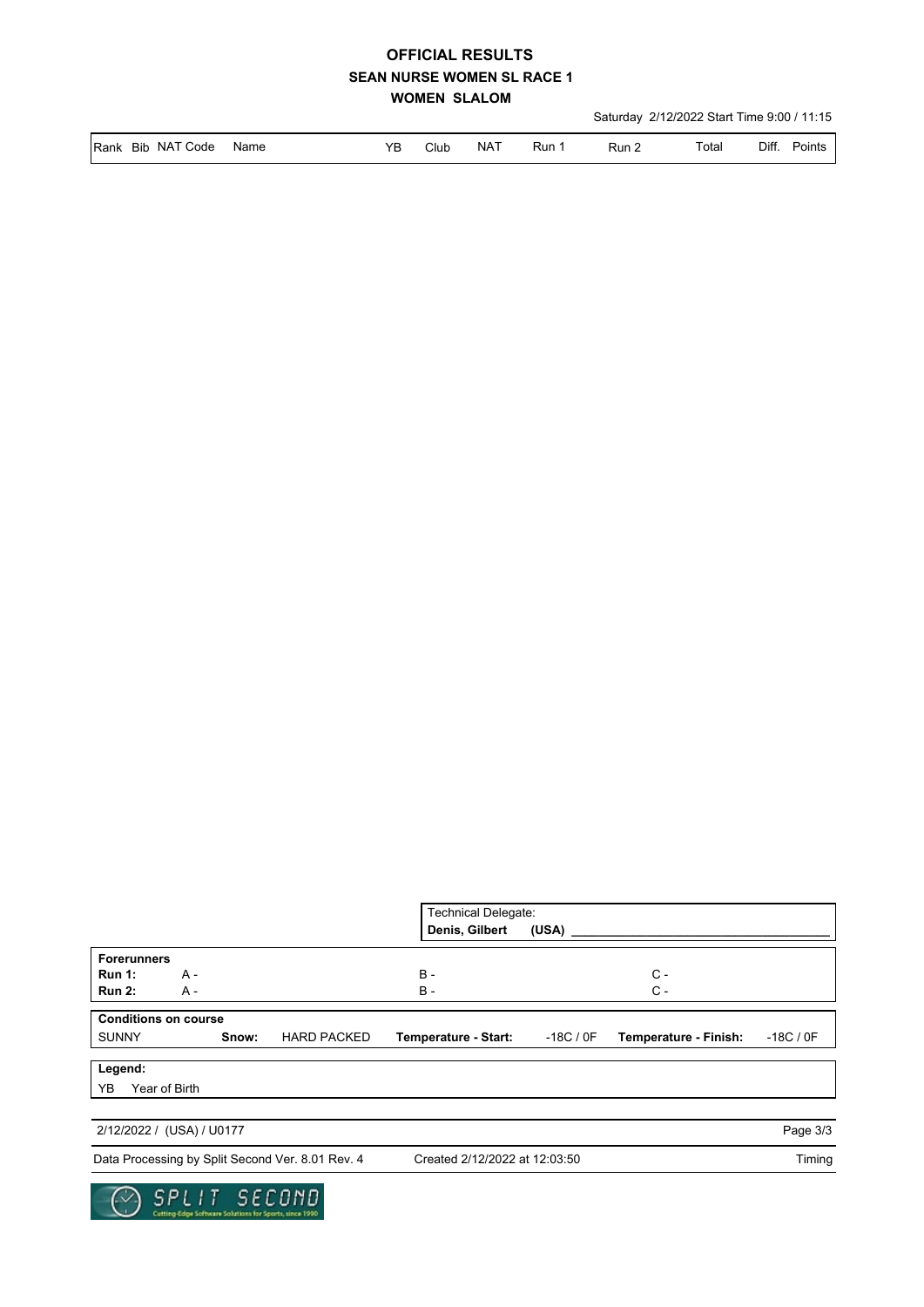# OFFICIAL RESULTS

## SEAN NURSE WOMEN SL RACE 1

### WOMEN SLALOM

Saturday 2/12/2022 Start Time 9:00 / 11:15

| Rank | Bib | NAT Code | Name | YB | Club | NAT | Run 1 | Run 2 | Total | Diff. | Points |
|---|---|---|---|---|---|---|---|---|---|---|---|

| Technical Delegate: | |
|---|---|
| **Denis, Gilbert** | **(USA)** |

| **Forerunners** | | | |
|---|---|---|---|
| **Run 1:** | A - | B - | C - |
| **Run 2:** | A - | B - | C - |

| **Conditions on course** | | | | | | |
|---|---|---|---|---|---|---|
| SUNNY | **Snow:** | HARD PACKED | **Temperature - Start:** | -18C / 0F | **Temperature - Finish:** | -18C / 0F |

**Legend:**

YB Year of Birth

2/12/2022 / (USA) / U0177

Data Processing by Split Second Ver. 8.01 Rev. 4 Created 2/12/2022 at 12:03:50 Timing